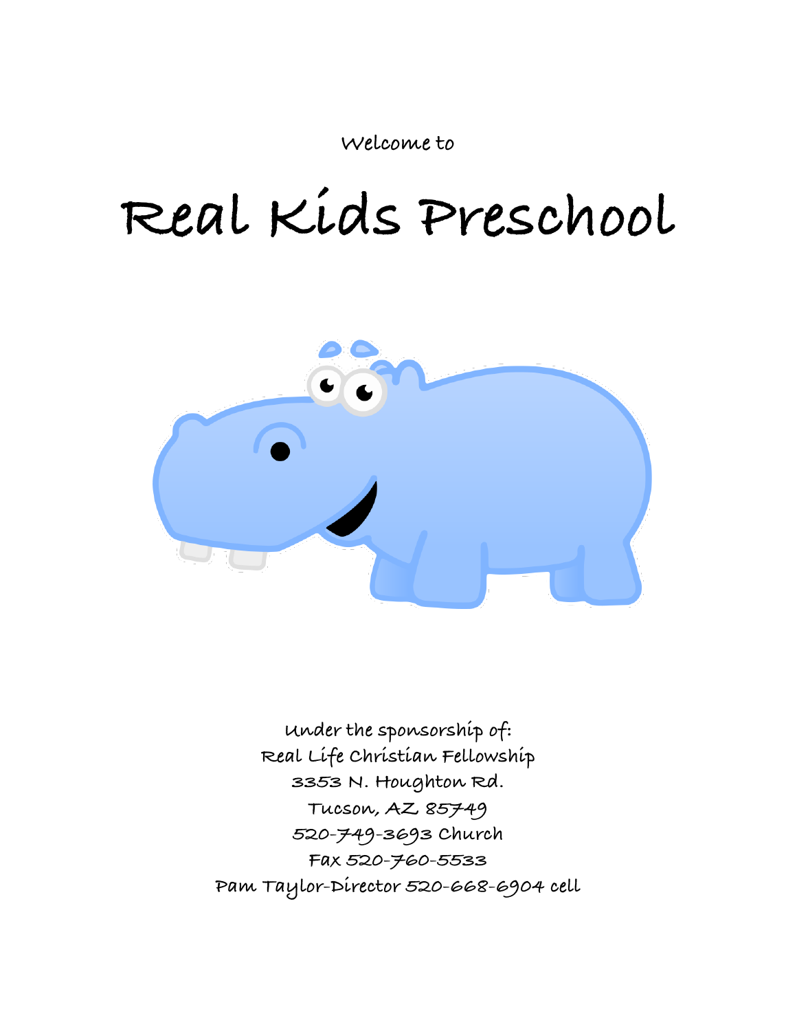Welcome to

# Real Kids Preschool

Under the sponsorship of:
Real Life Christian Fellowship
3353 N. Houghton Rd.
Tucson, AZ 85749
520-749-3693 Church
Fax 520-760-5533
Pam Taylor-Director 520-668-6904 cell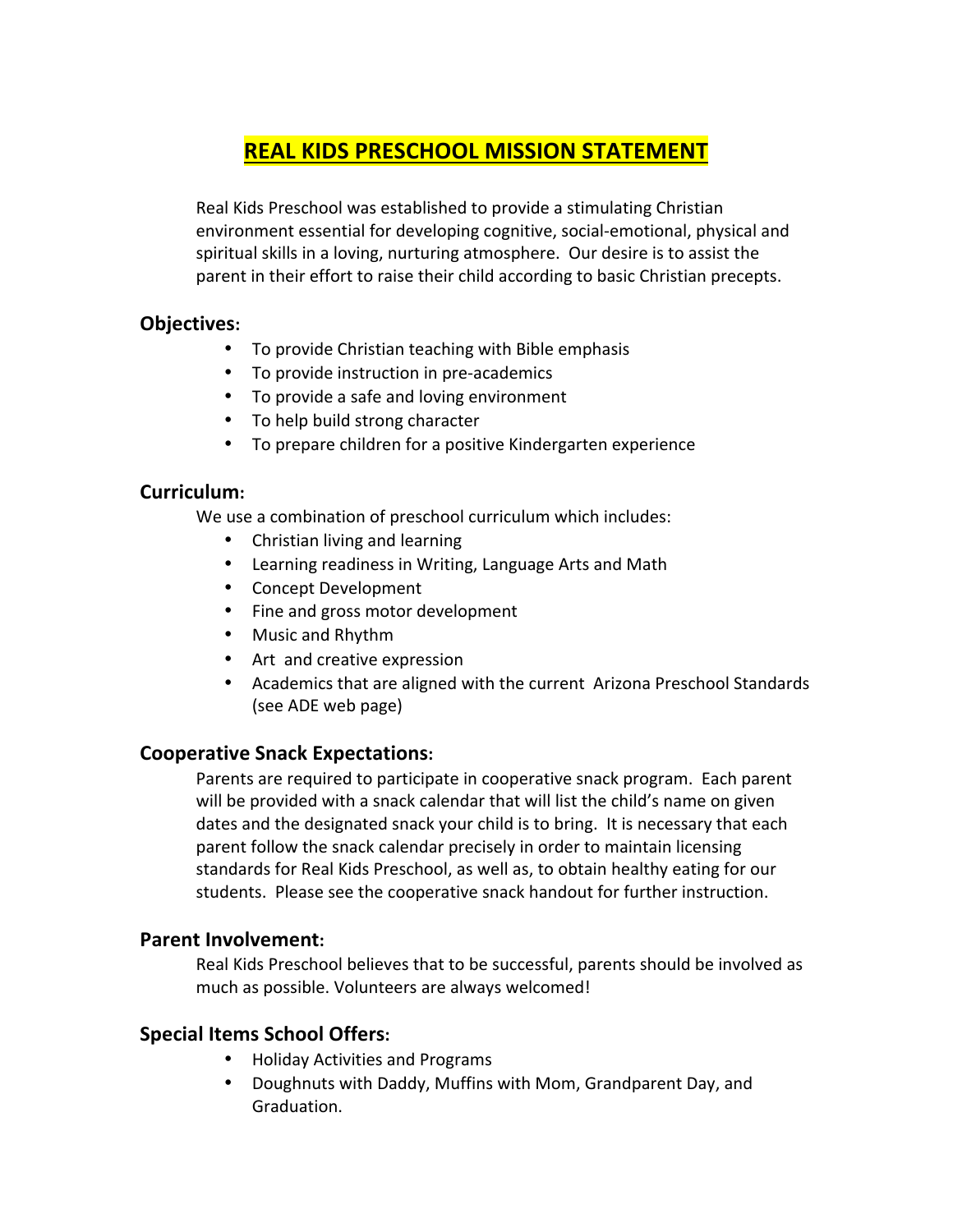# REAL KIDS PRESCHOOL MISSION STATEMENT

Real Kids Preschool was established to provide a stimulating Christian environment essential for developing cognitive, social-emotional, physical and spiritual skills in a loving, nurturing atmosphere. Our desire is to assist the parent in their effort to raise their child according to basic Christian precepts.

## Objectives:

- To provide Christian teaching with Bible emphasis
- To provide instruction in pre-academics
- To provide a safe and loving environment
- To help build strong character
- To prepare children for a positive Kindergarten experience

## Curriculum:

We use a combination of preschool curriculum which includes:

- Christian living and learning
- Learning readiness in Writing, Language Arts and Math
- Concept Development
- Fine and gross motor development
- Music and Rhythm
- Art and creative expression
- Academics that are aligned with the current Arizona Preschool Standards (see ADE web page)

## Cooperative Snack Expectations:

Parents are required to participate in cooperative snack program. Each parent will be provided with a snack calendar that will list the child's name on given dates and the designated snack your child is to bring. It is necessary that each parent follow the snack calendar precisely in order to maintain licensing standards for Real Kids Preschool, as well as, to obtain healthy eating for our students. Please see the cooperative snack handout for further instruction.

## Parent Involvement:

Real Kids Preschool believes that to be successful, parents should be involved as much as possible. Volunteers are always welcomed!

## Special Items School Offers:

- Holiday Activities and Programs
- Doughnuts with Daddy, Muffins with Mom, Grandparent Day, and Graduation.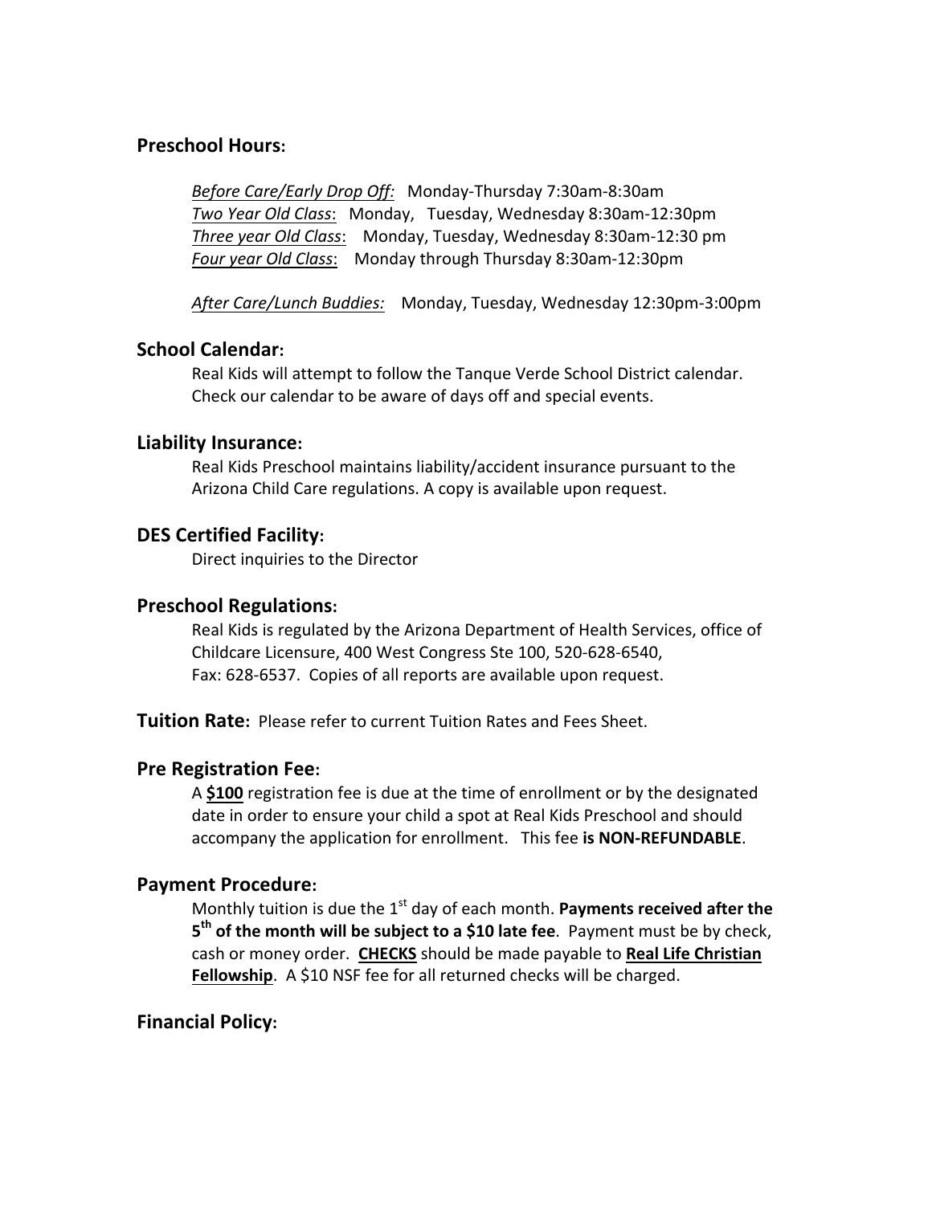## Preschool Hours:

*Before Care/Early Drop Off:* Monday-Thursday 7:30am-8:30am
*Two Year Old Class*: Monday, Tuesday, Wednesday 8:30am-12:30pm
*Three year Old Class*: Monday, Tuesday, Wednesday 8:30am-12:30 pm
*Four year Old Class*: Monday through Thursday 8:30am-12:30pm

*After Care/Lunch Buddies:* Monday, Tuesday, Wednesday 12:30pm-3:00pm

## School Calendar:

Real Kids will attempt to follow the Tanque Verde School District calendar. Check our calendar to be aware of days off and special events.

## Liability Insurance:

Real Kids Preschool maintains liability/accident insurance pursuant to the Arizona Child Care regulations. A copy is available upon request.

## DES Certified Facility:

Direct inquiries to the Director

## Preschool Regulations:

Real Kids is regulated by the Arizona Department of Health Services, office of Childcare Licensure, 400 West Congress Ste 100, 520-628-6540, Fax: 628-6537. Copies of all reports are available upon request.

**Tuition Rate:** Please refer to current Tuition Rates and Fees Sheet.

## Pre Registration Fee:

A **$100** registration fee is due at the time of enrollment or by the designated date in order to ensure your child a spot at Real Kids Preschool and should accompany the application for enrollment. This fee **is NON-REFUNDABLE**.

## Payment Procedure:

Monthly tuition is due the 1st day of each month. **Payments received after the 5th of the month will be subject to a $10 late fee**. Payment must be by check, cash or money order. **CHECKS** should be made payable to **Real Life Christian Fellowship**. A $10 NSF fee for all returned checks will be charged.

## Financial Policy: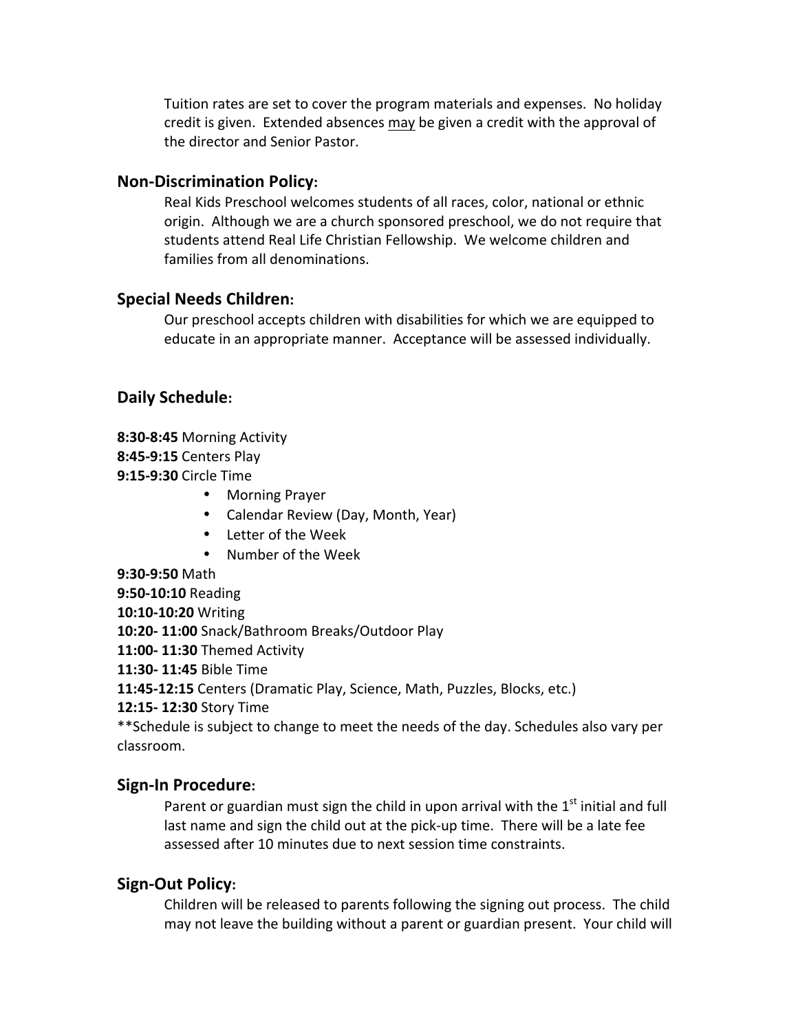Tuition rates are set to cover the program materials and expenses. No holiday credit is given. Extended absences may be given a credit with the approval of the director and Senior Pastor.

## Non-Discrimination Policy:

Real Kids Preschool welcomes students of all races, color, national or ethnic origin. Although we are a church sponsored preschool, we do not require that students attend Real Life Christian Fellowship. We welcome children and families from all denominations.

## Special Needs Children:

Our preschool accepts children with disabilities for which we are equipped to educate in an appropriate manner. Acceptance will be assessed individually.

## Daily Schedule:

**8:30-8:45** Morning Activity
**8:45-9:15** Centers Play
**9:15-9:30** Circle Time

- Morning Prayer
- Calendar Review (Day, Month, Year)
- Letter of the Week
- Number of the Week

**9:30-9:50** Math
**9:50-10:10** Reading
**10:10-10:20** Writing
**10:20- 11:00** Snack/Bathroom Breaks/Outdoor Play
**11:00- 11:30** Themed Activity
**11:30- 11:45** Bible Time
**11:45-12:15** Centers (Dramatic Play, Science, Math, Puzzles, Blocks, etc.)
**12:15- 12:30** Story Time
**Schedule is subject to change to meet the needs of the day. Schedules also vary per classroom.

## Sign-In Procedure:

Parent or guardian must sign the child in upon arrival with the 1st initial and full last name and sign the child out at the pick-up time. There will be a late fee assessed after 10 minutes due to next session time constraints.

## Sign-Out Policy:

Children will be released to parents following the signing out process. The child may not leave the building without a parent or guardian present. Your child will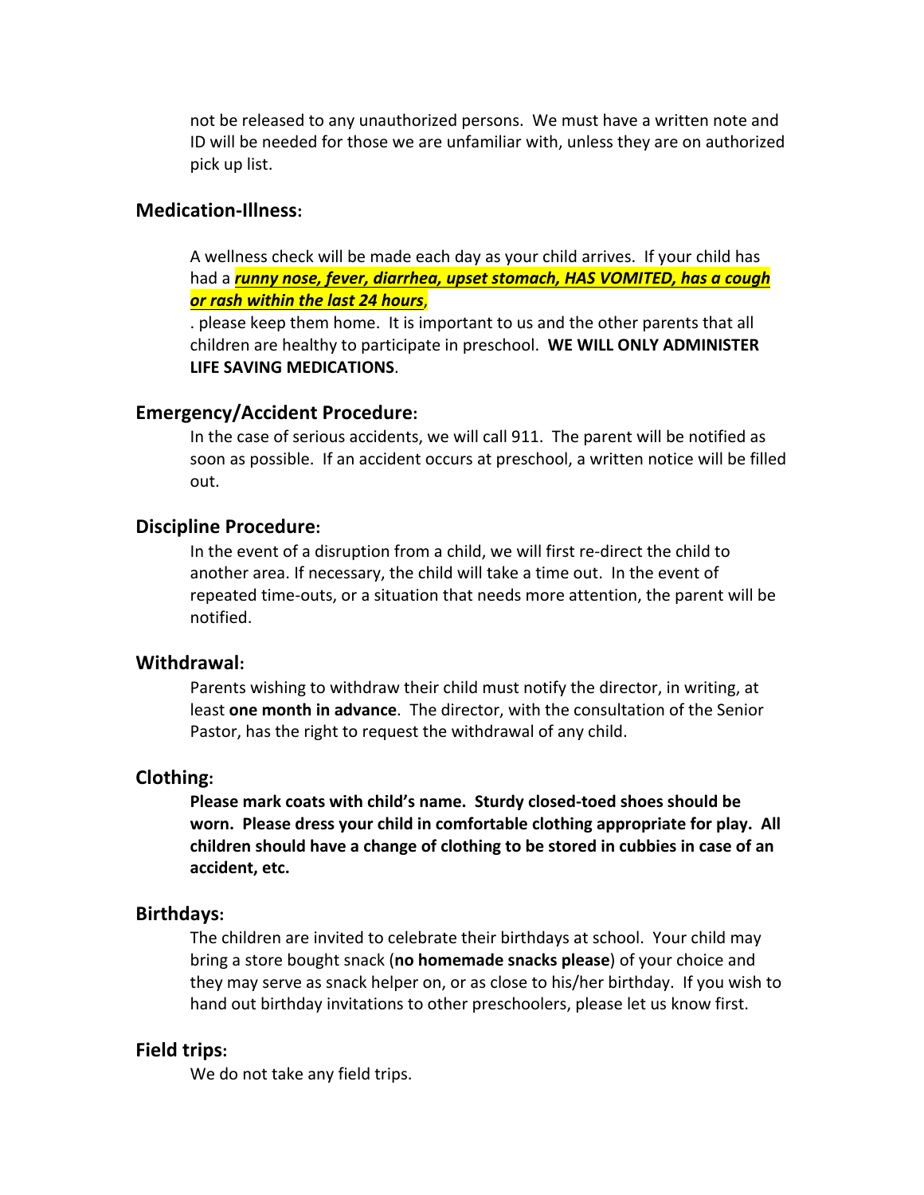not be released to any unauthorized persons. We must have a written note and ID will be needed for those we are unfamiliar with, unless they are on authorized pick up list.

## Medication-Illness:

A wellness check will be made each day as your child arrives. If your child has had a ***runny nose, fever, diarrhea, upset stomach, HAS VOMITED, has a cough or rash within the last 24 hours***,

. please keep them home. It is important to us and the other parents that all children are healthy to participate in preschool. **WE WILL ONLY ADMINISTER LIFE SAVING MEDICATIONS**.

## Emergency/Accident Procedure:

In the case of serious accidents, we will call 911. The parent will be notified as soon as possible. If an accident occurs at preschool, a written notice will be filled out.

## Discipline Procedure:

In the event of a disruption from a child, we will first re-direct the child to another area. If necessary, the child will take a time out. In the event of repeated time-outs, or a situation that needs more attention, the parent will be notified.

## Withdrawal:

Parents wishing to withdraw their child must notify the director, in writing, at least **one month in advance**. The director, with the consultation of the Senior Pastor, has the right to request the withdrawal of any child.

## Clothing:

**Please mark coats with child's name. Sturdy closed-toed shoes should be worn. Please dress your child in comfortable clothing appropriate for play. All children should have a change of clothing to be stored in cubbies in case of an accident, etc.**

## Birthdays:

The children are invited to celebrate their birthdays at school. Your child may bring a store bought snack (**no homemade snacks please**) of your choice and they may serve as snack helper on, or as close to his/her birthday. If you wish to hand out birthday invitations to other preschoolers, please let us know first.

## Field trips:

We do not take any field trips.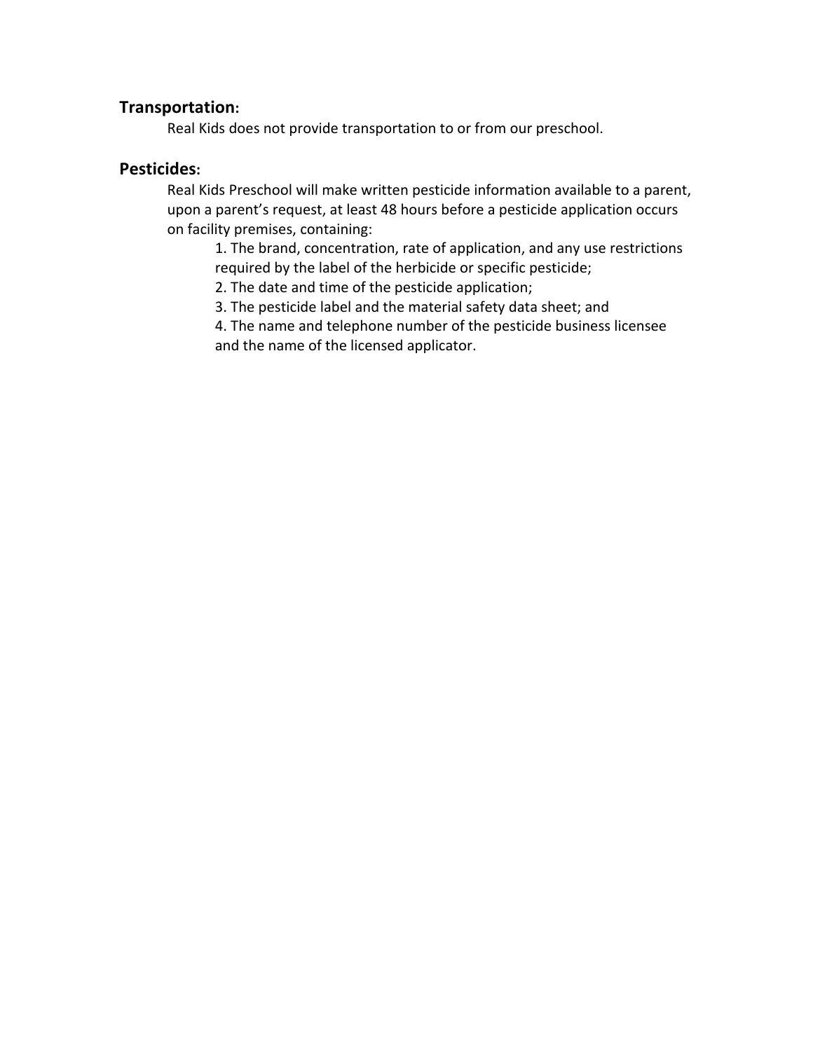## Transportation:

Real Kids does not provide transportation to or from our preschool.

## Pesticides:

Real Kids Preschool will make written pesticide information available to a parent, upon a parent's request, at least 48 hours before a pesticide application occurs on facility premises, containing:

1. The brand, concentration, rate of application, and any use restrictions required by the label of the herbicide or specific pesticide;
2. The date and time of the pesticide application;
3. The pesticide label and the material safety data sheet; and
4. The name and telephone number of the pesticide business licensee and the name of the licensed applicator.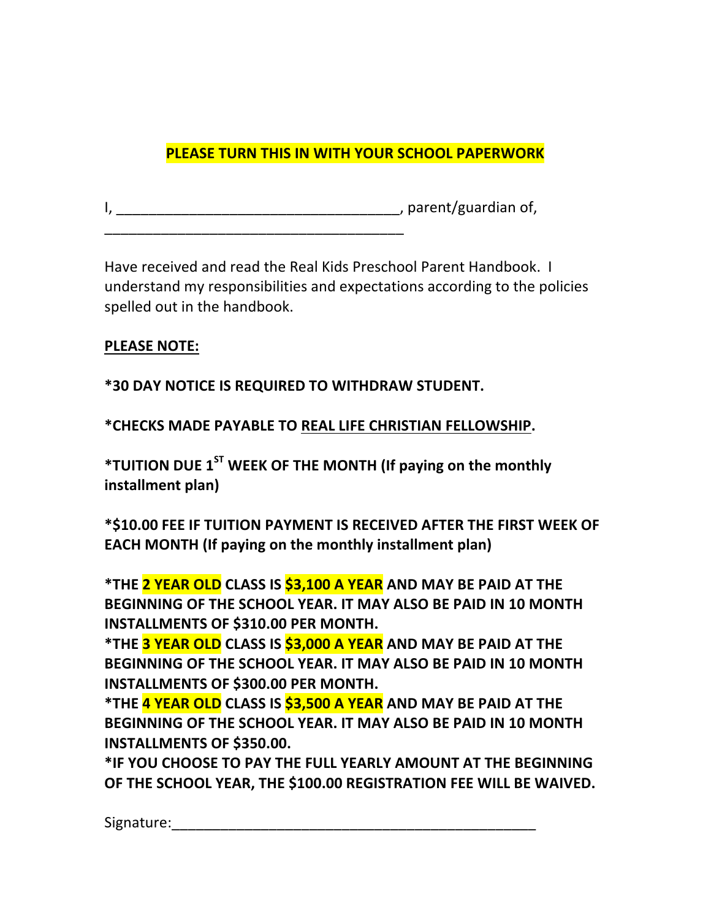**PLEASE TURN THIS IN WITH YOUR SCHOOL PAPERWORK**

I, ___________________________________, parent/guardian of,

_____________________________________

Have received and read the Real Kids Preschool Parent Handbook. I understand my responsibilities and expectations according to the policies spelled out in the handbook.

**PLEASE NOTE:**

**\*30 DAY NOTICE IS REQUIRED TO WITHDRAW STUDENT.**

**\*CHECKS MADE PAYABLE TO REAL LIFE CHRISTIAN FELLOWSHIP.**

**\*TUITION DUE 1ST WEEK OF THE MONTH (If paying on the monthly installment plan)**

**\*$10.00 FEE IF TUITION PAYMENT IS RECEIVED AFTER THE FIRST WEEK OF EACH MONTH (If paying on the monthly installment plan)**

**\*THE 2 YEAR OLD CLASS IS $3,100 A YEAR AND MAY BE PAID AT THE BEGINNING OF THE SCHOOL YEAR. IT MAY ALSO BE PAID IN 10 MONTH INSTALLMENTS OF $310.00 PER MONTH.**
**\*THE 3 YEAR OLD CLASS IS $3,000 A YEAR AND MAY BE PAID AT THE BEGINNING OF THE SCHOOL YEAR. IT MAY ALSO BE PAID IN 10 MONTH INSTALLMENTS OF $300.00 PER MONTH.**
**\*THE 4 YEAR OLD CLASS IS $3,500 A YEAR AND MAY BE PAID AT THE BEGINNING OF THE SCHOOL YEAR. IT MAY ALSO BE PAID IN 10 MONTH INSTALLMENTS OF $350.00.**
**\*IF YOU CHOOSE TO PAY THE FULL YEARLY AMOUNT AT THE BEGINNING OF THE SCHOOL YEAR, THE $100.00 REGISTRATION FEE WILL BE WAIVED.**

Signature:_______________________________________________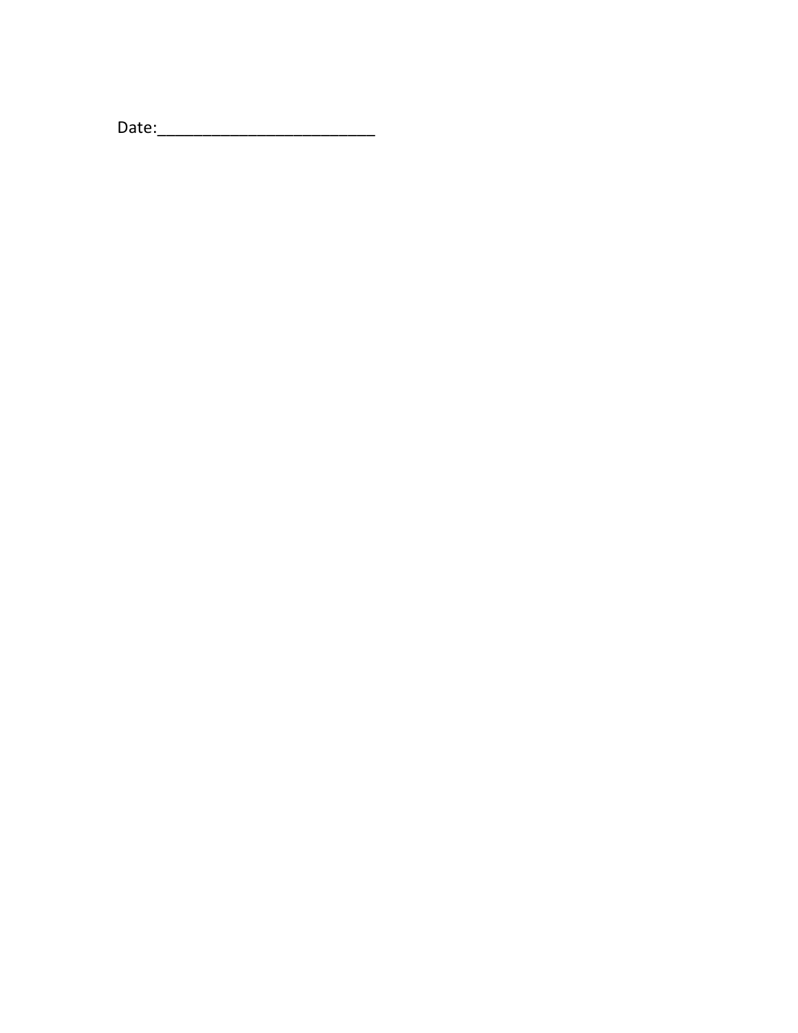Date:__________________________